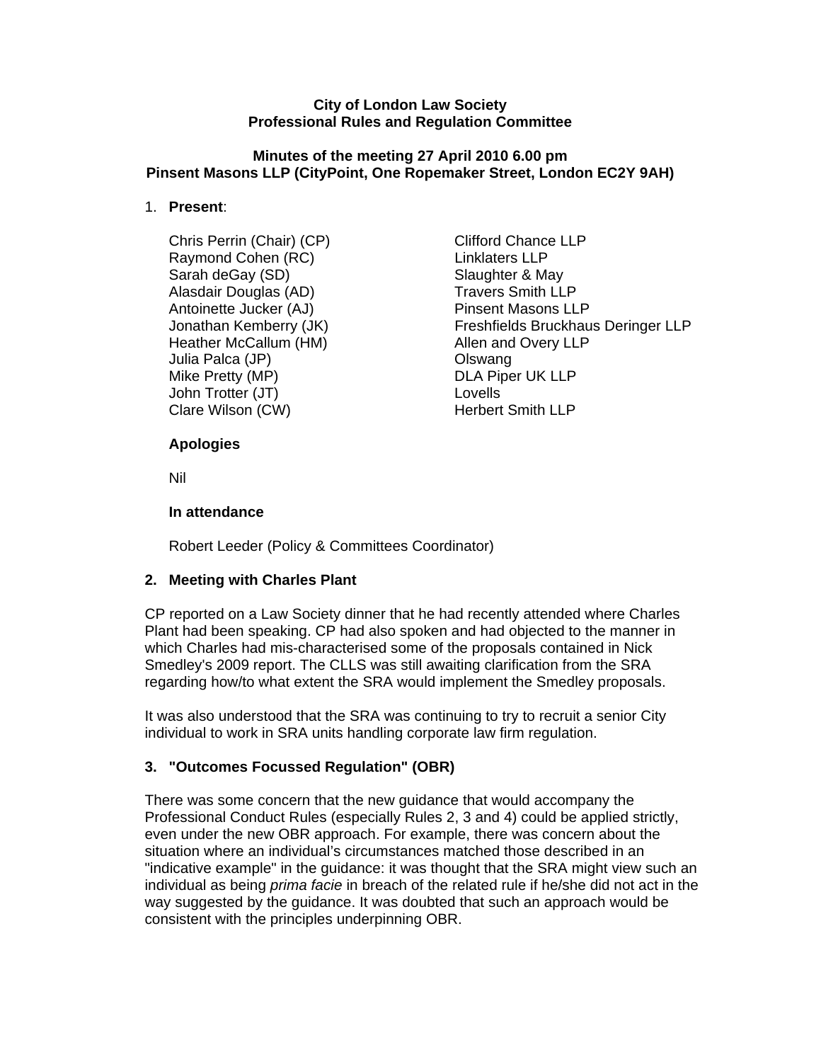**City of London Law Society**
**Professional Rules and Regulation Committee**

**Minutes of the meeting 27 April 2010 6.00 pm**
**Pinsent Masons LLP (CityPoint, One Ropemaker Street, London EC2Y 9AH)**

1. **Present**:

| | |
|---|---|
| Chris Perrin (Chair) (CP) | Clifford Chance LLP |
| Raymond Cohen (RC) | Linklaters LLP |
| Sarah deGay (SD) | Slaughter & May |
| Alasdair Douglas (AD) | Travers Smith LLP |
| Antoinette Jucker (AJ) | Pinsent Masons LLP |
| Jonathan Kemberry (JK) | Freshfields Bruckhaus Deringer LLP |
| Heather McCallum (HM) | Allen and Overy LLP |
| Julia Palca (JP) | Olswang |
| Mike Pretty (MP) | DLA Piper UK LLP |
| John Trotter (JT) | Lovells |
| Clare Wilson (CW) | Herbert Smith LLP |

**Apologies**

Nil

**In attendance**

Robert Leeder (Policy & Committees Coordinator)

**2. Meeting with Charles Plant**

CP reported on a Law Society dinner that he had recently attended where Charles Plant had been speaking. CP had also spoken and had objected to the manner in which Charles had mis-characterised some of the proposals contained in Nick Smedley's 2009 report. The CLLS was still awaiting clarification from the SRA regarding how/to what extent the SRA would implement the Smedley proposals.

It was also understood that the SRA was continuing to try to recruit a senior City individual to work in SRA units handling corporate law firm regulation.

**3. "Outcomes Focussed Regulation" (OBR)**

There was some concern that the new guidance that would accompany the Professional Conduct Rules (especially Rules 2, 3 and 4) could be applied strictly, even under the new OBR approach. For example, there was concern about the situation where an individual's circumstances matched those described in an "indicative example" in the guidance: it was thought that the SRA might view such an individual as being *prima facie* in breach of the related rule if he/she did not act in the way suggested by the guidance. It was doubted that such an approach would be consistent with the principles underpinning OBR.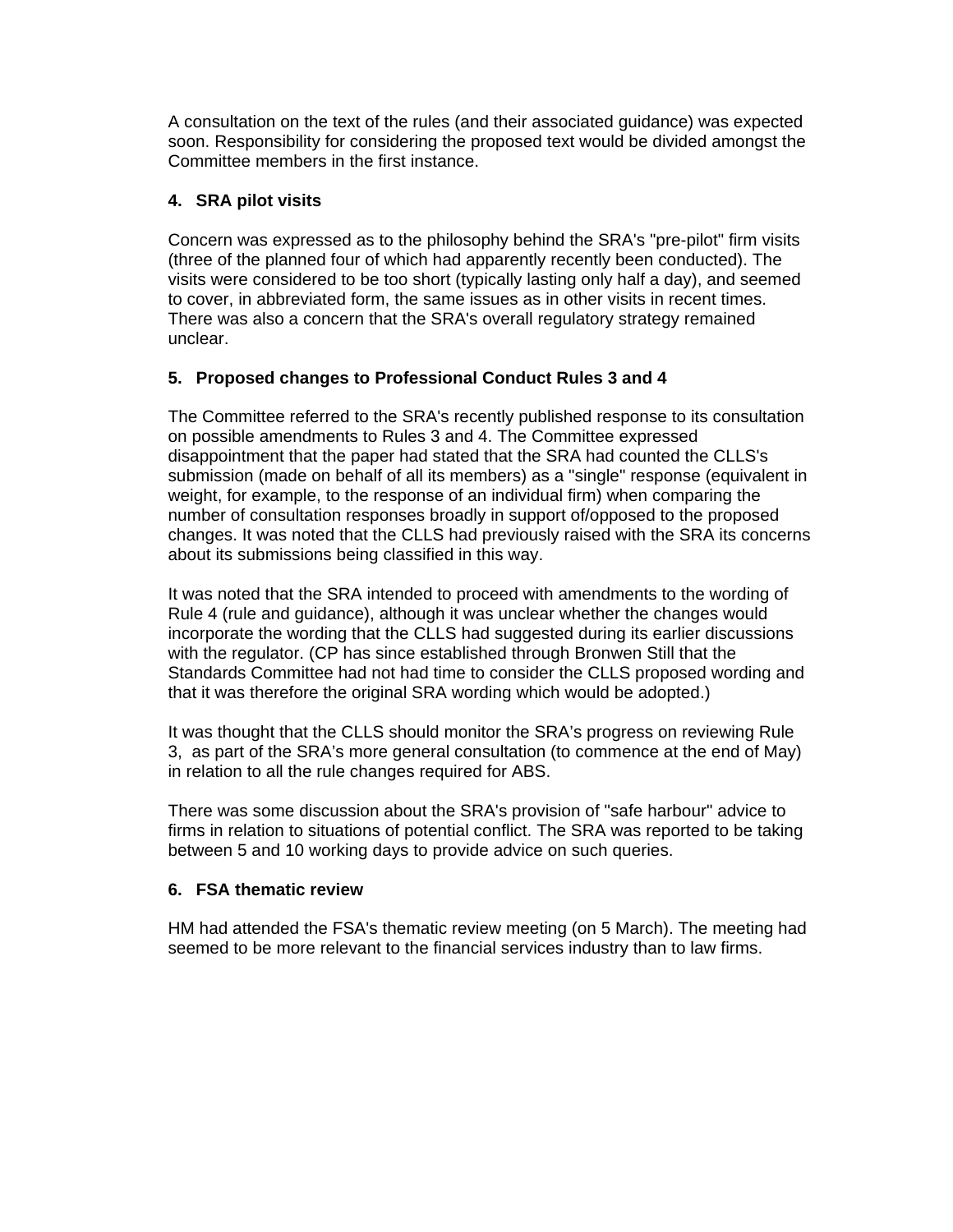A consultation on the text of the rules (and their associated guidance) was expected soon. Responsibility for considering the proposed text would be divided amongst the Committee members in the first instance.

**4. SRA pilot visits**

Concern was expressed as to the philosophy behind the SRA's "pre-pilot" firm visits (three of the planned four of which had apparently recently been conducted). The visits were considered to be too short (typically lasting only half a day), and seemed to cover, in abbreviated form, the same issues as in other visits in recent times. There was also a concern that the SRA's overall regulatory strategy remained unclear.

**5. Proposed changes to Professional Conduct Rules 3 and 4**

The Committee referred to the SRA's recently published response to its consultation on possible amendments to Rules 3 and 4. The Committee expressed disappointment that the paper had stated that the SRA had counted the CLLS's submission (made on behalf of all its members) as a "single" response (equivalent in weight, for example, to the response of an individual firm) when comparing the number of consultation responses broadly in support of/opposed to the proposed changes. It was noted that the CLLS had previously raised with the SRA its concerns about its submissions being classified in this way.

It was noted that the SRA intended to proceed with amendments to the wording of Rule 4 (rule and guidance), although it was unclear whether the changes would incorporate the wording that the CLLS had suggested during its earlier discussions with the regulator. (CP has since established through Bronwen Still that the Standards Committee had not had time to consider the CLLS proposed wording and that it was therefore the original SRA wording which would be adopted.)

It was thought that the CLLS should monitor the SRA's progress on reviewing Rule 3, as part of the SRA's more general consultation (to commence at the end of May) in relation to all the rule changes required for ABS.

There was some discussion about the SRA's provision of "safe harbour" advice to firms in relation to situations of potential conflict. The SRA was reported to be taking between 5 and 10 working days to provide advice on such queries.

**6. FSA thematic review**

HM had attended the FSA's thematic review meeting (on 5 March). The meeting had seemed to be more relevant to the financial services industry than to law firms.